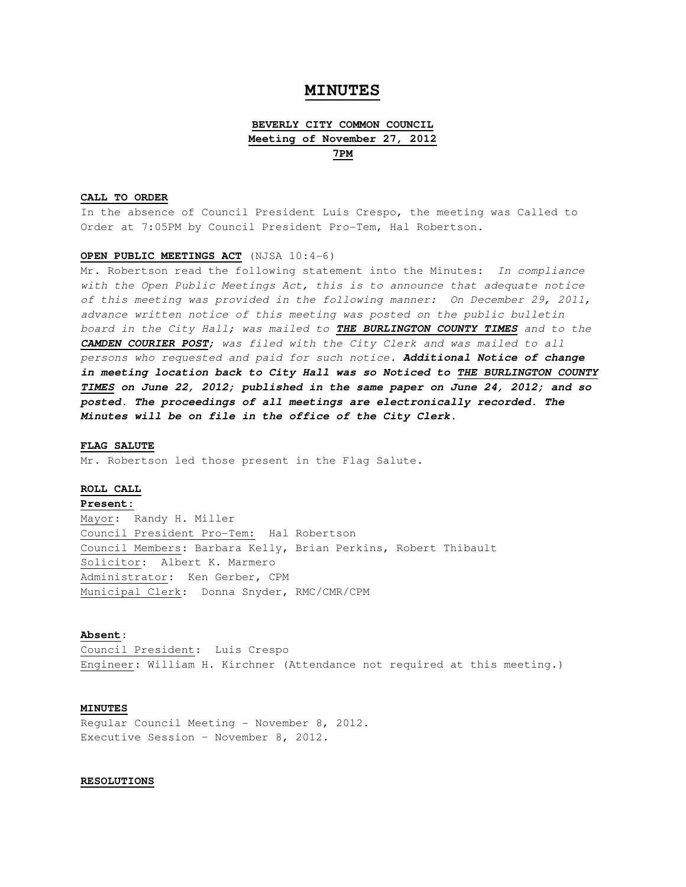# MINUTES

## BEVERLY CITY COMMON COUNCIL
## Meeting of November 27, 2012
## 7PM

**CALL TO ORDER**

In the absence of Council President Luis Crespo, the meeting was Called to Order at 7:05PM by Council President Pro-Tem, Hal Robertson.

**OPEN PUBLIC MEETINGS ACT** (NJSA 10:4-6)

Mr. Robertson read the following statement into the Minutes: *In compliance with the Open Public Meetings Act, this is to announce that adequate notice of this meeting was provided in the following manner: On December 29, 2011, advance written notice of this meeting was posted on the public bulletin board in the City Hall; was mailed to **THE BURLINGTON COUNTY TIMES** and to the **CAMDEN COURIER POST**; was filed with the City Clerk and was mailed to all persons who requested and paid for such notice. **Additional Notice of change in meeting location back to City Hall was so Noticed to THE BURLINGTON COUNTY TIMES on June 22, 2012; published in the same paper on June 24, 2012; and so posted. The proceedings of all meetings are electronically recorded. The Minutes will be on file in the office of the City Clerk.***

**FLAG SALUTE**

Mr. Robertson led those present in the Flag Salute.

**ROLL CALL**

**Present:**

Mayor: Randy H. Miller
Council President Pro-Tem: Hal Robertson
Council Members: Barbara Kelly, Brian Perkins, Robert Thibault
Solicitor: Albert K. Marmero
Administrator: Ken Gerber, CPM
Municipal Clerk: Donna Snyder, RMC/CMR/CPM

**Absent:**

Council President: Luis Crespo
Engineer: William H. Kirchner (Attendance not required at this meeting.)

**MINUTES**

Regular Council Meeting – November 8, 2012.
Executive Session – November 8, 2012.

**RESOLUTIONS**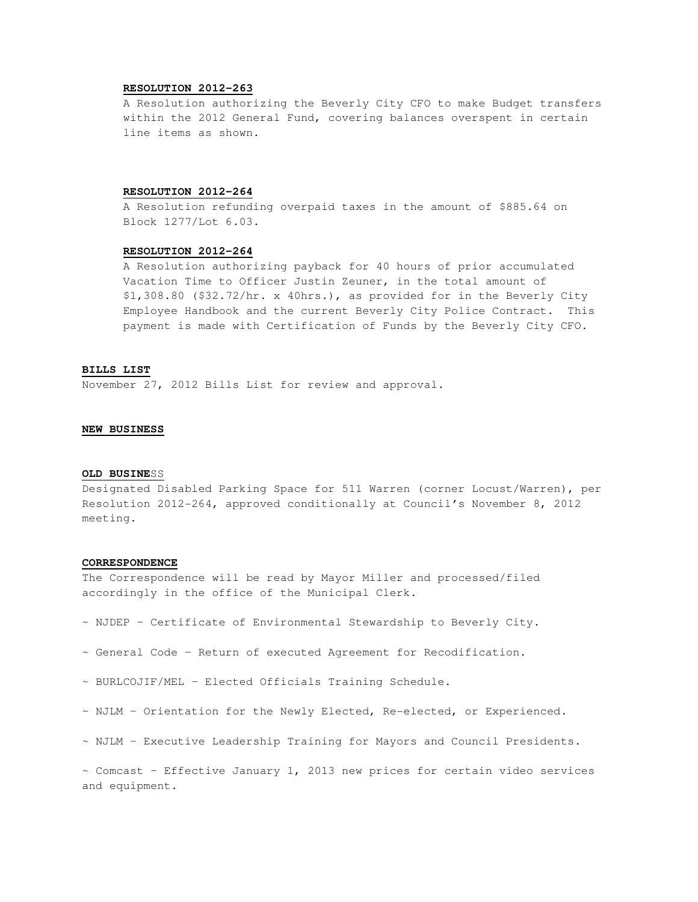**RESOLUTION 2012-263**

A Resolution authorizing the Beverly City CFO to make Budget transfers within the 2012 General Fund, covering balances overspent in certain line items as shown.

**RESOLUTION 2012-264**

A Resolution refunding overpaid taxes in the amount of $885.64 on Block 1277/Lot 6.03.

**RESOLUTION 2012-264**

A Resolution authorizing payback for 40 hours of prior accumulated Vacation Time to Officer Justin Zeuner, in the total amount of $1,308.80 ($32.72/hr. x 40hrs.), as provided for in the Beverly City Employee Handbook and the current Beverly City Police Contract. This payment is made with Certification of Funds by the Beverly City CFO.

**BILLS LIST**

November 27, 2012 Bills List for review and approval.

**NEW BUSINESS**

**OLD BUSINESS**

Designated Disabled Parking Space for 511 Warren (corner Locust/Warren), per Resolution 2012-264, approved conditionally at Council's November 8, 2012 meeting.

**CORRESPONDENCE**

The Correspondence will be read by Mayor Miller and processed/filed accordingly in the office of the Municipal Clerk.

~ NJDEP – Certificate of Environmental Stewardship to Beverly City.

~ General Code – Return of executed Agreement for Recodification.

~ BURLCOJIF/MEL – Elected Officials Training Schedule.

~ NJLM – Orientation for the Newly Elected, Re-elected, or Experienced.

~ NJLM – Executive Leadership Training for Mayors and Council Presidents.

~ Comcast – Effective January 1, 2013 new prices for certain video services and equipment.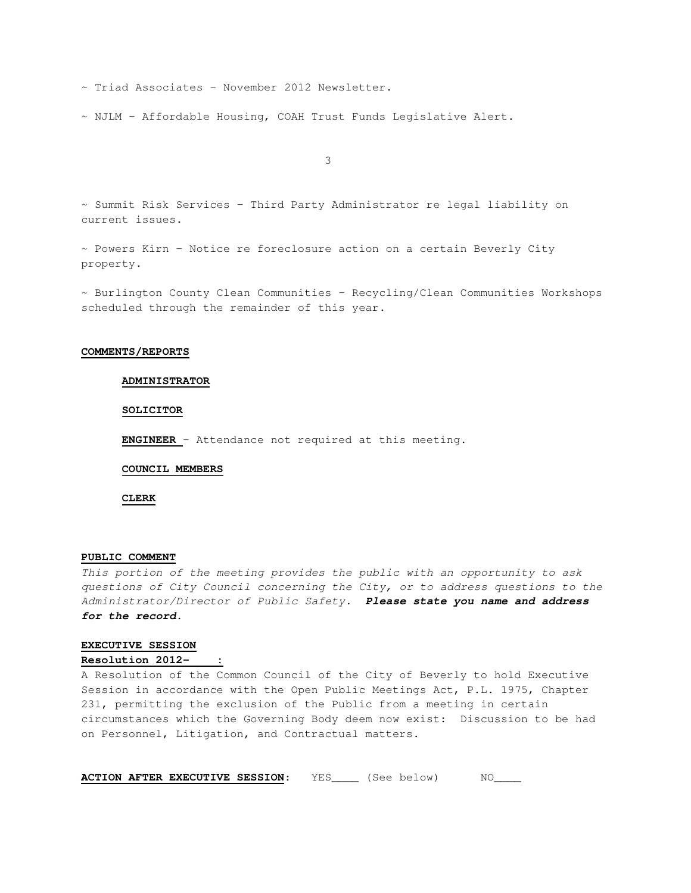~ Triad Associates – November 2012 Newsletter.

~ NJLM – Affordable Housing, COAH Trust Funds Legislative Alert.

~ Summit Risk Services – Third Party Administrator re legal liability on current issues.

~ Powers Kirn – Notice re foreclosure action on a certain Beverly City property.

~ Burlington County Clean Communities – Recycling/Clean Communities Workshops scheduled through the remainder of this year.

**COMMENTS/REPORTS**

**ADMINISTRATOR**

**SOLICITOR**

**ENGINEER** – Attendance not required at this meeting.

**COUNCIL MEMBERS**

**CLERK**

**PUBLIC COMMENT**

*This portion of the meeting provides the public with an opportunity to ask questions of City Council concerning the City, or to address questions to the Administrator/Director of Public Safety.* ***Please state you name and address for the record.***

**EXECUTIVE SESSION**

**Resolution 2012- :**

A Resolution of the Common Council of the City of Beverly to hold Executive Session in accordance with the Open Public Meetings Act, P.L. 1975, Chapter 231, permitting the exclusion of the Public from a meeting in certain circumstances which the Governing Body deem now exist: Discussion to be had on Personnel, Litigation, and Contractual matters.

**ACTION AFTER EXECUTIVE SESSION**: YES____ (See below) NO____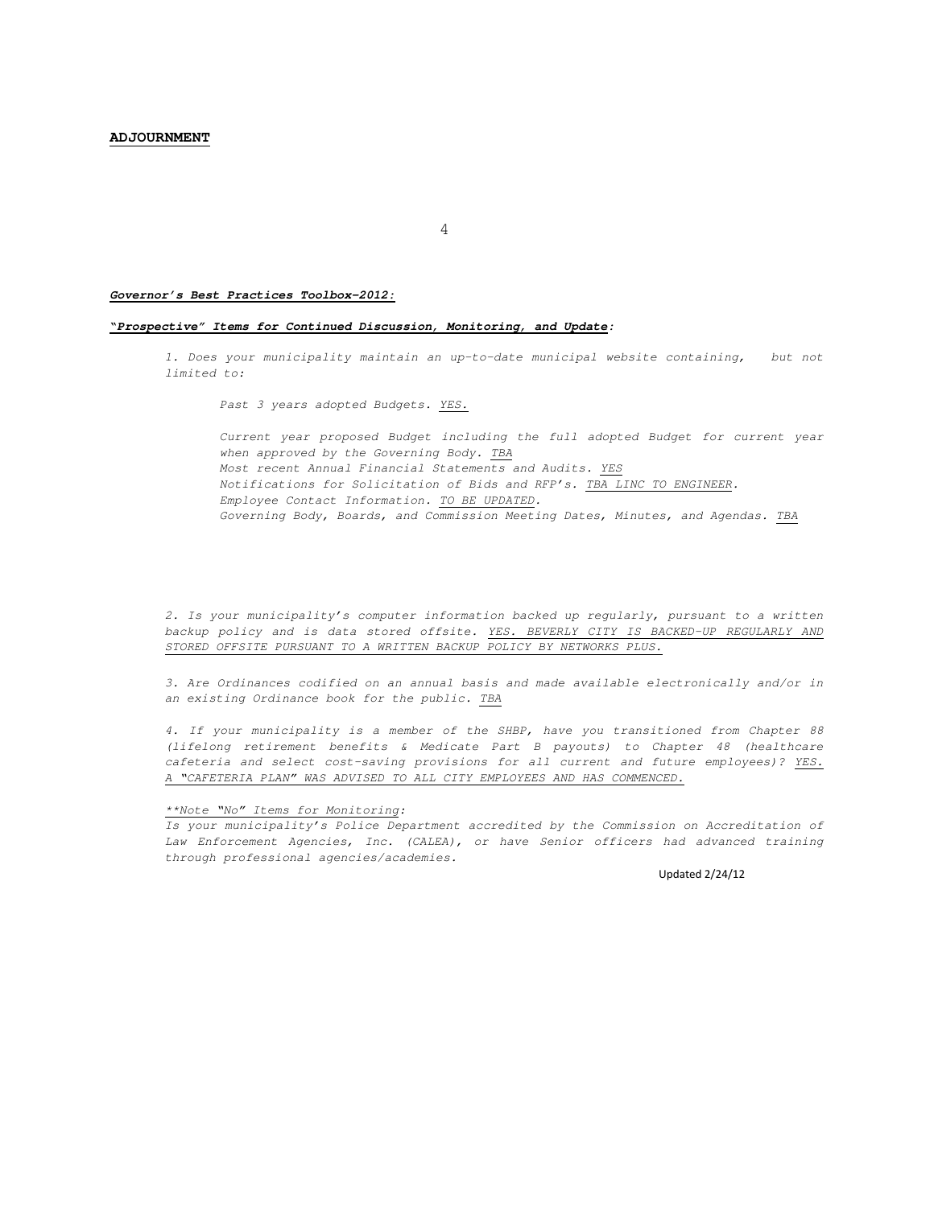**ADJOURNMENT**

***Governor's Best Practices Toolbox–2012:***

***"Prospective" Items for Continued Discussion, Monitoring, and Update:***

*1. Does your municipality maintain an up-to-date municipal website containing, but not limited to:*

*Past 3 years adopted Budgets. YES.*

*Current year proposed Budget including the full adopted Budget for current year when approved by the Governing Body. TBA*
*Most recent Annual Financial Statements and Audits. YES*
*Notifications for Solicitation of Bids and RFP's. TBA LINC TO ENGINEER.*
*Employee Contact Information. TO BE UPDATED.*
*Governing Body, Boards, and Commission Meeting Dates, Minutes, and Agendas. TBA*

*2. Is your municipality's computer information backed up regularly, pursuant to a written backup policy and is data stored offsite. YES. BEVERLY CITY IS BACKED-UP REGULARLY AND STORED OFFSITE PURSUANT TO A WRITTEN BACKUP POLICY BY NETWORKS PLUS.*

*3. Are Ordinances codified on an annual basis and made available electronically and/or in an existing Ordinance book for the public. TBA*

*4. If your municipality is a member of the SHBP, have you transitioned from Chapter 88 (lifelong retirement benefits & Medicate Part B payouts) to Chapter 48 (healthcare cafeteria and select cost-saving provisions for all current and future employees)? YES. A "CAFETERIA PLAN" WAS ADVISED TO ALL CITY EMPLOYEES AND HAS COMMENCED.*

*\*\*Note "No" Items for Monitoring:*
*Is your municipality's Police Department accredited by the Commission on Accreditation of Law Enforcement Agencies, Inc. (CALEA), or have Senior officers had advanced training through professional agencies/academies.*

Updated 2/24/12